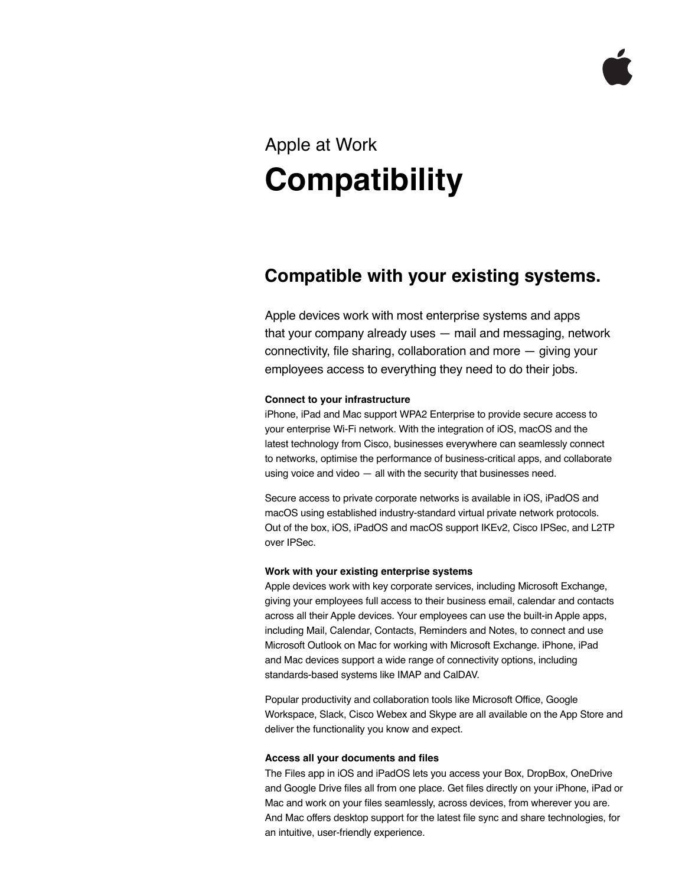Apple at Work

# Compatibility

## Compatible with your existing systems.

Apple devices work with most enterprise systems and apps that your company already uses — mail and messaging, network connectivity, file sharing, collaboration and more — giving your employees access to everything they need to do their jobs.

**Connect to your infrastructure**

iPhone, iPad and Mac support WPA2 Enterprise to provide secure access to your enterprise Wi-Fi network. With the integration of iOS, macOS and the latest technology from Cisco, businesses everywhere can seamlessly connect to networks, optimise the performance of business-critical apps, and collaborate using voice and video — all with the security that businesses need.

Secure access to private corporate networks is available in iOS, iPadOS and macOS using established industry-standard virtual private network protocols. Out of the box, iOS, iPadOS and macOS support IKEv2, Cisco IPSec, and L2TP over IPSec.

**Work with your existing enterprise systems**

Apple devices work with key corporate services, including Microsoft Exchange, giving your employees full access to their business email, calendar and contacts across all their Apple devices. Your employees can use the built-in Apple apps, including Mail, Calendar, Contacts, Reminders and Notes, to connect and use Microsoft Outlook on Mac for working with Microsoft Exchange. iPhone, iPad and Mac devices support a wide range of connectivity options, including standards-based systems like IMAP and CalDAV.

Popular productivity and collaboration tools like Microsoft Office, Google Workspace, Slack, Cisco Webex and Skype are all available on the App Store and deliver the functionality you know and expect.

**Access all your documents and files**

The Files app in iOS and iPadOS lets you access your Box, DropBox, OneDrive and Google Drive files all from one place. Get files directly on your iPhone, iPad or Mac and work on your files seamlessly, across devices, from wherever you are. And Mac offers desktop support for the latest file sync and share technologies, for an intuitive, user-friendly experience.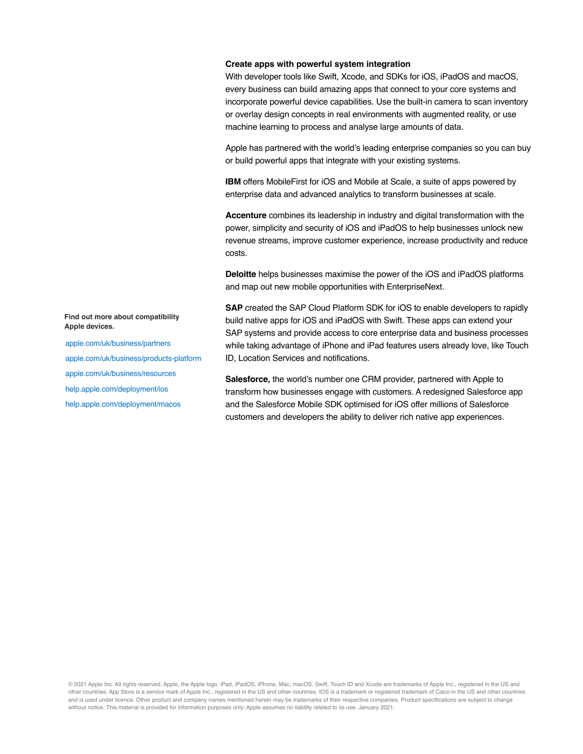### Create apps with powerful system integration

With developer tools like Swift, Xcode, and SDKs for iOS, iPadOS and macOS, every business can build amazing apps that connect to your core systems and incorporate powerful device capabilities. Use the built-in camera to scan inventory or overlay design concepts in real environments with augmented reality, or use machine learning to process and analyse large amounts of data.

Apple has partnered with the world's leading enterprise companies so you can buy or build powerful apps that integrate with your existing systems.

**IBM** offers MobileFirst for iOS and Mobile at Scale, a suite of apps powered by enterprise data and advanced analytics to transform businesses at scale.

**Accenture** combines its leadership in industry and digital transformation with the power, simplicity and security of iOS and iPadOS to help businesses unlock new revenue streams, improve customer experience, increase productivity and reduce costs.

**Deloitte** helps businesses maximise the power of the iOS and iPadOS platforms and map out new mobile opportunities with EnterpriseNext.

**SAP** created the SAP Cloud Platform SDK for iOS to enable developers to rapidly build native apps for iOS and iPadOS with Swift. These apps can extend your SAP systems and provide access to core enterprise data and business processes while taking advantage of iPhone and iPad features users already love, like Touch ID, Location Services and notifications.

**Salesforce,** the world's number one CRM provider, partnered with Apple to transform how businesses engage with customers. A redesigned Salesforce app and the Salesforce Mobile SDK optimised for iOS offer millions of Salesforce customers and developers the ability to deliver rich native app experiences.

**Find out more about compatibility Apple devices.**

apple.com/uk/business/partners

apple.com/uk/business/products-platform

apple.com/uk/business/resources

help.apple.com/deployment/ios

help.apple.com/deployment/macos

© 2021 Apple Inc. All rights reserved. Apple, the Apple logo, iPad, iPadOS, iPhone, Mac, macOS, Swift, Touch ID and Xcode are trademarks of Apple Inc., registered in the US and other countries. App Store is a service mark of Apple Inc., registered in the US and other countries. IOS is a trademark or registered trademark of Cisco in the US and other countries and is used under licence. Other product and company names mentioned herein may be trademarks of their respective companies. Product specifications are subject to change without notice. This material is provided for information purposes only; Apple assumes no liability related to its use. January 2021.